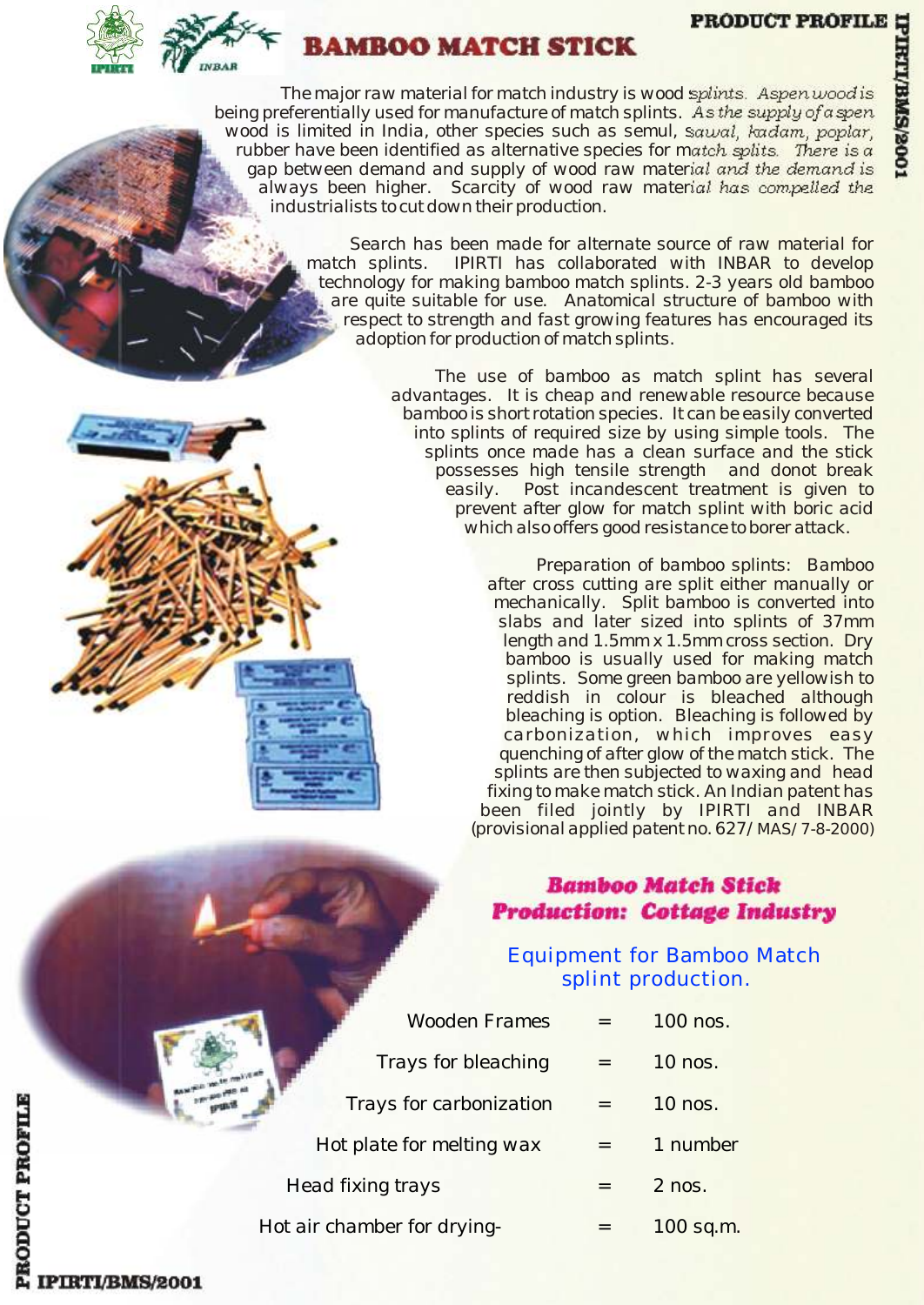# BAMBOO MATCH STICK

The major raw material for match industry is wood splints. Aspen wood is being preferentially used for manufacture of match splints. As the supply of aspen wood is limited in India, other species such as semul, sawal, kadam, poplar, rubber have been identified as alternative species for match splits. There is a gap between demand and supply of wood raw material and the demand is always been higher. Scarcity of wood raw material has compelled the industrialists to cut down their production.

Search has been made for alternate source of raw material for match splints. IPIRTI has collaborated with INBAR to develop technology for making bamboo match splints. 2-3 years old bamboo are quite suitable for use. Anatomical structure of bamboo with respect to strength and fast growing features has encouraged its adoption for production of match splints.

The use of bamboo as match splint has several advantages. It is cheap and renewable resource because bamboo is short rotation species. It can be easily converted into splints of required size by using simple tools. The splints once made has a clean surface and the stick possesses high tensile strength and donot break easily. Post incandescent treatment is given to prevent after glow for match splint with boric acid which also offers good resistance to borer attack.

Preparation of bamboo splints: Bamboo after cross cutting are split either manually or mechanically. Split bamboo is converted into slabs and later sized into splints of 37mm length and 1.5mm x 1.5mm cross section. Dry bamboo is usually used for making match splints. Some green bamboo are yellowish to reddish in colour is bleached although bleaching is option. Bleaching is followed by carbonization, which improves easy quenching of after glow of the match stick. The splints are then subjected to waxing and head fixing to make match stick. An Indian patent has been filed jointly by IPIRTI and INBAR (provisional applied patent no. 627/ MAS/ 7-8-2000)

## Bamboo Match Stick Production: Cottage Industry

### Equipment for Bamboo Match splint production.

| Equipment | | Quantity |
|---|---|---|
| Wooden Frames | = | 100 nos. |
| Trays for bleaching | = | 10 nos. |
| Trays for carbonization | = | 10 nos. |
| Hot plate for melting wax | = | 1 number |
| Head fixing trays | = | 2 nos. |
| Hot air chamber for drying- | = | 100 sq.m. |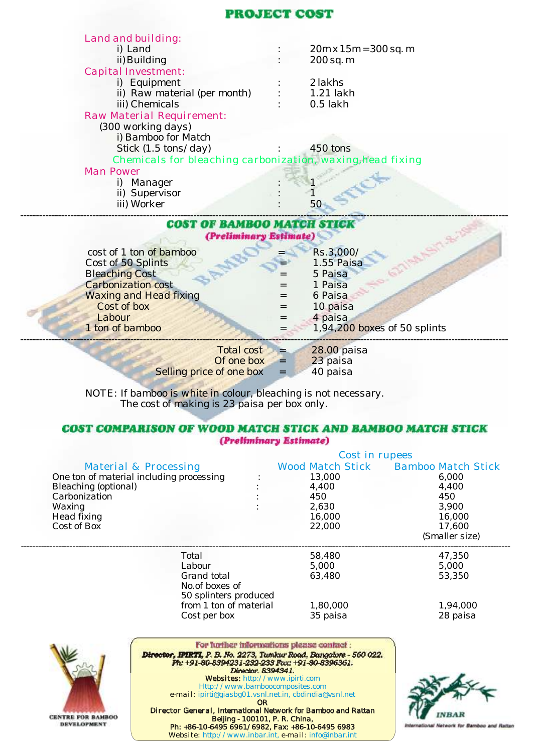# PROJECT COST

**Land and building:**

| | | |
|---|---|---|
| i) Land | : | 20m x 15m = 300 sq. m |
| ii) Building | : | 200 sq. m |

**Capital Investment:**

| | | |
|---|---|---|
| i) Equipment | : | 2 lakhs |
| ii) Raw material (per month) | : | 1.21 lakh |
| iii) Chemicals | : | 0.5 lakh |

**Raw Material Requirement:**

(300 working days)

| | | |
|---|---|---|
| i) Bamboo for Match Stick (1.5 tons/day) | : | 450 tons |

Chemicals for bleaching carbonization, waxing,head fixing

**Man Power**

| | | |
|---|---|---|
| i) Manager | : | 1 |
| ii) Supervisor | : | 1 |
| iii) Worker | : | 50 |

## COST OF BAMBOO MATCH STICK

***(Preliminary Estimate)***

| | | |
|---|---|---|
| cost of 1 ton of bamboo | = | Rs.3,000/ |
| Cost of 50 Splints | = | 1.55 Paisa |
| Bleaching Cost | = | 5 Paisa |
| Carbonization cost | = | 1 Paisa |
| Waxing and Head fixing | = | 6 Paisa |
| Cost of box | = | 10 paisa |
| Labour | = | 4 paisa |
| 1 ton of bamboo | = | 1,94,200 boxes of 50 splints |
| Total cost | = | 28.00 paisa |
| Of one box | = | 23 paisa |
| Selling price of one box | = | 40 paisa |

NOTE: If bamboo is white in colour, bleaching is not necessary.
The cost of making is 23 paisa per box only.

## COST COMPARISON OF WOOD MATCH STICK AND BAMBOO MATCH STICK

***(Preliminary Estimate)***

| Material & Processing | | Cost in rupees | |
|---|---|---|---|
| | | Wood Match Stick | Bamboo Match Stick |
| One ton of material including processing | : | 13,000 | 6,000 |
| Bleaching (optional) | : | 4,400 | 4,400 |
| Carbonization | : | 450 | 450 |
| Waxing | : | 2,630 | 3,900 |
| Head fixing | | 16,000 | 16,000 |
| Cost of Box | | 22,000 | 17,600 (Smaller size) |
| Total | | 58,480 | 47,350 |
| Labour | | 5,000 | 5,000 |
| Grand total | | 63,480 | 53,350 |
| No.of boxes of 50 splinters produced from 1 ton of material | | 1,80,000 | 1,94,000 |
| Cost per box | | 35 paisa | 28 paisa |

CENTRE FOR BAMBOO DEVELOPMENT

**For further informations please contact :**

***Director, IPIRTI, P. B. No. 2273, Tumkur Road, Bangalore - 560 022.***
***Ph: +91-80-8394231-232-233 Fax: +91-80-8396361.***
***Director. 8394341.***
Websites: http://www.ipirti.com
Http://www.bamboocomposites.com
e-mail: ipirti@giasbg01.vsnl.net.in, cbdindia@vsnl.net
OR
Director General, International Network for Bamboo and Rattan
Beijing - 100101, P. R. China,
Ph: +86-10-6495 6961/6982, Fax: +86-10-6495 6983
Website: http://www.inbar.int, e-mail: info@inbar.int

INBAR
International Network for Bamboo and Rattan